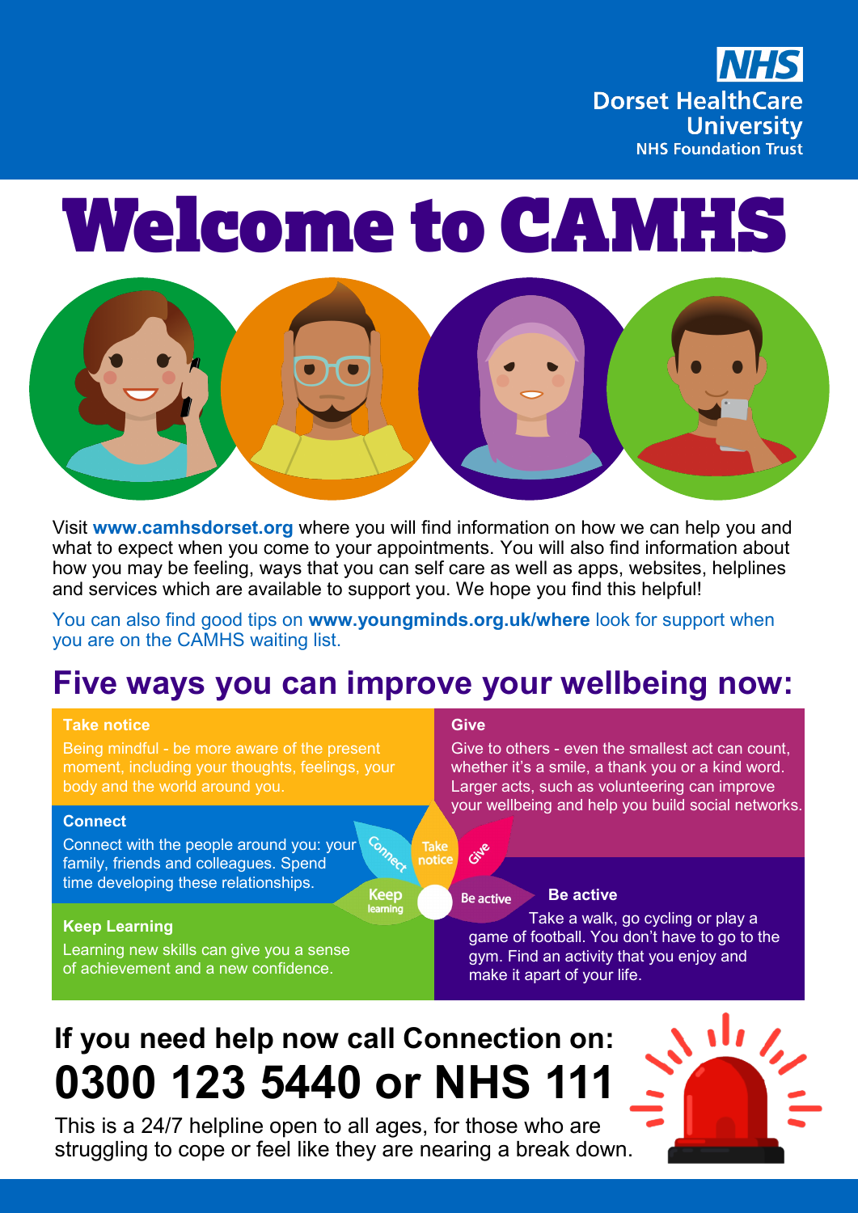NHS
Dorset HealthCare University
NHS Foundation Trust

# Welcome to CAMHS

Visit **www.camhsdorset.org** where you will find information on how we can help you and what to expect when you come to your appointments. You will also find information about how you may be feeling, ways that you can self care as well as apps, websites, helplines and services which are available to support you. We hope you find this helpful!

You can also find good tips on **www.youngminds.org.uk/where** look for support when you are on the CAMHS waiting list.

## Five ways you can improve your wellbeing now:

**Take notice**

Being mindful - be more aware of the present moment, including your thoughts, feelings, your body and the world around you.

**Connect**

Connect with the people around you: your family, friends and colleagues. Spend time developing these relationships.

**Keep Learning**

Learning new skills can give you a sense of achievement and a new confidence.

**Give**

Give to others - even the smallest act can count, whether it's a smile, a thank you or a kind word. Larger acts, such as volunteering can improve your wellbeing and help you build social networks.

**Be active**

Take a walk, go cycling or play a game of football. You don't have to go to the gym. Find an activity that you enjoy and make it apart of your life.

## If you need help now call Connection on:

# 0300 123 5440 or NHS 111

This is a 24/7 helpline open to all ages, for those who are struggling to cope or feel like they are nearing a break down.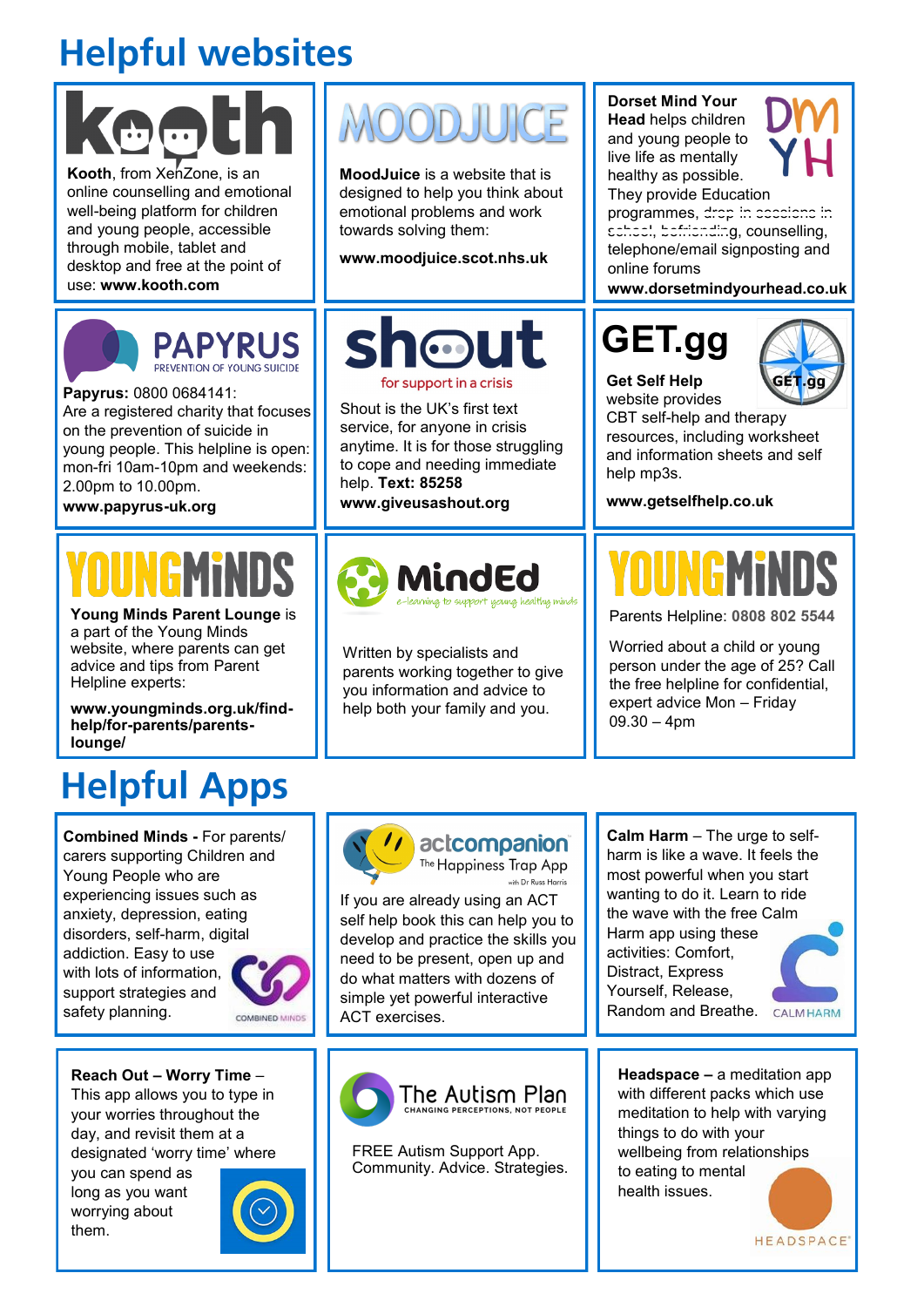# Helpful websites

**Kooth**, from XenZone, is an online counselling and emotional well-being platform for children and young people, accessible through mobile, tablet and desktop and free at the point of use: **www.kooth.com**

**MoodJuice** is a website that is designed to help you think about emotional problems and work towards solving them:

**www.moodjuice.scot.nhs.uk**

**Dorset Mind Your Head** helps children and young people to live life as mentally healthy as possible. They provide Education programmes, drop in sessions in school, befriending, counselling, telephone/email signposting and online forums

**www.dorsetmindyourhead.co.uk**

**Papyrus:** 0800 0684141:
Are a registered charity that focuses on the prevention of suicide in young people. This helpline is open: mon-fri 10am-10pm and weekends: 2.00pm to 10.00pm.
**www.papyrus-uk.org**

**shout** for support in a crisis

Shout is the UK's first text service, for anyone in crisis anytime. It is for those struggling to cope and needing immediate help. **Text: 85258**
**www.giveusashout.org**

**GET.gg**

**Get Self Help** website provides CBT self-help and therapy resources, including worksheet and information sheets and self help mp3s.

**www.getselfhelp.co.uk**

**Young Minds Parent Lounge** is a part of the Young Minds website, where parents can get advice and tips from Parent Helpline experts:

**www.youngminds.org.uk/find-help/for-parents/parents-lounge/**

**MindEd** e-learning to support young healthy minds

Written by specialists and parents working together to give you information and advice to help both your family and you.

**YoungMinds**

Parents Helpline: **0808 802 5544**

Worried about a child or young person under the age of 25? Call the free helpline for confidential, expert advice Mon – Friday 09.30 – 4pm

# Helpful Apps

**Combined Minds -** For parents/carers supporting Children and Young People who are experiencing issues such as anxiety, depression, eating disorders, self-harm, digital addiction. Easy to use with lots of information, support strategies and safety planning.

**actcompanion** The Happiness Trap App with Dr Russ Harris

If you are already using an ACT self help book this can help you to develop and practice the skills you need to be present, open up and do what matters with dozens of simple yet powerful interactive ACT exercises.

**Calm Harm** – The urge to self-harm is like a wave. It feels the most powerful when you start wanting to do it. Learn to ride the wave with the free Calm Harm app using these activities: Comfort, Distract, Express Yourself, Release, Random and Breathe.

**Reach Out – Worry Time** – This app allows you to type in your worries throughout the day, and revisit them at a designated 'worry time' where you can spend as long as you want worrying about them.

**The Autism Plan** CHANGING PERCEPTIONS, NOT PEOPLE

FREE Autism Support App. Community. Advice. Strategies.

**Headspace –** a meditation app with different packs which use meditation to help with varying things to do with your wellbeing from relationships to eating to mental health issues.